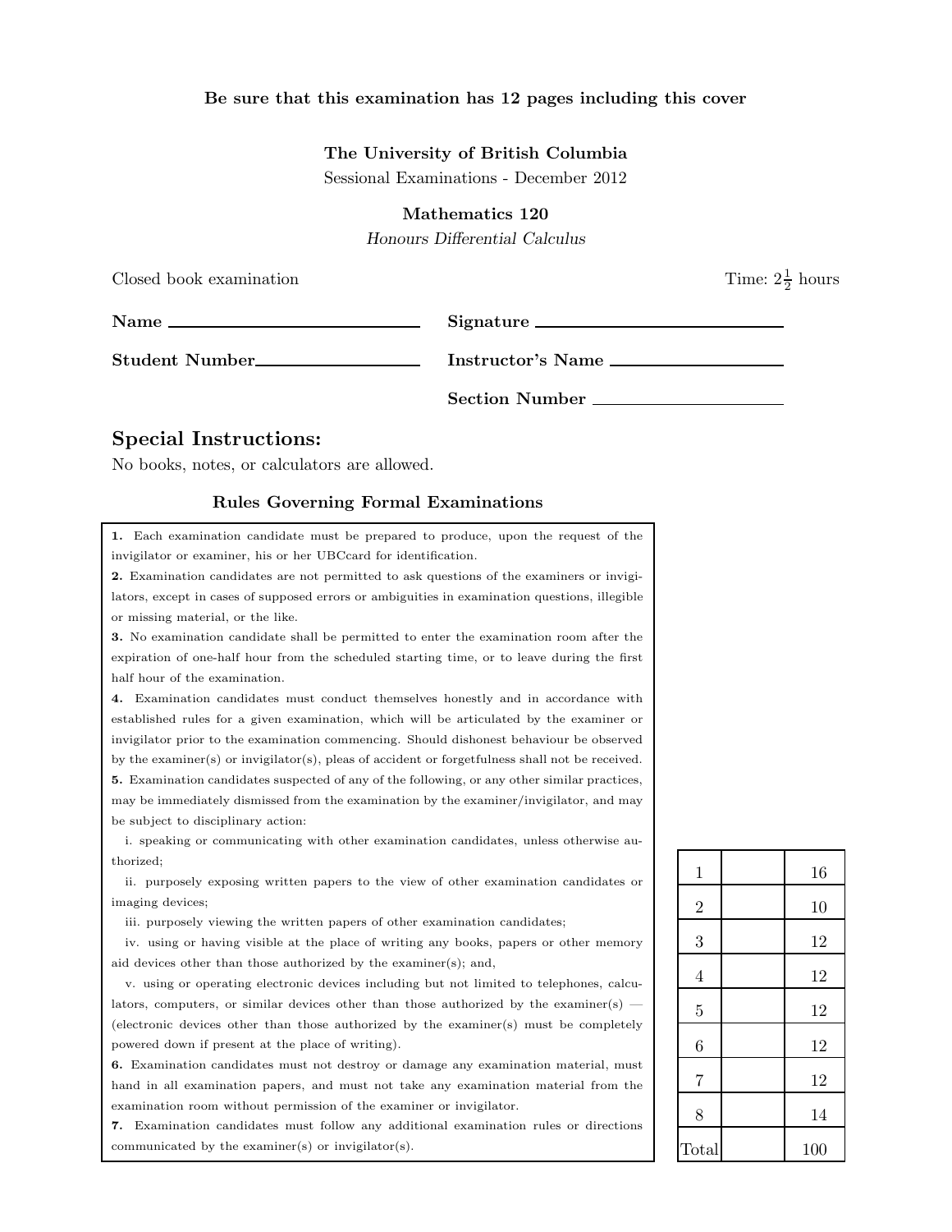**Be sure that this examination has 12 pages including this cover**

**The University of British Columbia**

Sessional Examinations - December 2012

**Mathematics 120**

*Honours Differential Calculus*

Closed book examination  Time: $2\frac{1}{2}$ hours

**Name** ______________________  **Signature** ______________________

**Student Number** ______________________  **Instructor's Name** ______________________

**Section Number** ______________________

## Special Instructions:

No books, notes, or calculators are allowed.

### Rules Governing Formal Examinations

**1.** Each examination candidate must be prepared to produce, upon the request of the invigilator or examiner, his or her UBCcard for identification.

**2.** Examination candidates are not permitted to ask questions of the examiners or invigilators, except in cases of supposed errors or ambiguities in examination questions, illegible or missing material, or the like.

**3.** No examination candidate shall be permitted to enter the examination room after the expiration of one-half hour from the scheduled starting time, or to leave during the first half hour of the examination.

**4.** Examination candidates must conduct themselves honestly and in accordance with established rules for a given examination, which will be articulated by the examiner or invigilator prior to the examination commencing. Should dishonest behaviour be observed by the examiner(s) or invigilator(s), pleas of accident or forgetfulness shall not be received.

**5.** Examination candidates suspected of any of the following, or any other similar practices, may be immediately dismissed from the examination by the examiner/invigilator, and may be subject to disciplinary action:

i. speaking or communicating with other examination candidates, unless otherwise authorized;

ii. purposely exposing written papers to the view of other examination candidates or imaging devices;

iii. purposely viewing the written papers of other examination candidates;

iv. using or having visible at the place of writing any books, papers or other memory aid devices other than those authorized by the examiner(s); and,

v. using or operating electronic devices including but not limited to telephones, calculators, computers, or similar devices other than those authorized by the examiner(s) — (electronic devices other than those authorized by the examiner(s) must be completely powered down if present at the place of writing).

**6.** Examination candidates must not destroy or damage any examination material, must hand in all examination papers, and must not take any examination material from the examination room without permission of the examiner or invigilator.

**7.** Examination candidates must follow any additional examination rules or directions communicated by the examiner(s) or invigilator(s).

| | | |
|---|---|---|
| 1 | | 16 |
| 2 | | 10 |
| 3 | | 12 |
| 4 | | 12 |
| 5 | | 12 |
| 6 | | 12 |
| 7 | | 12 |
| 8 | | 14 |
| Total | | 100 |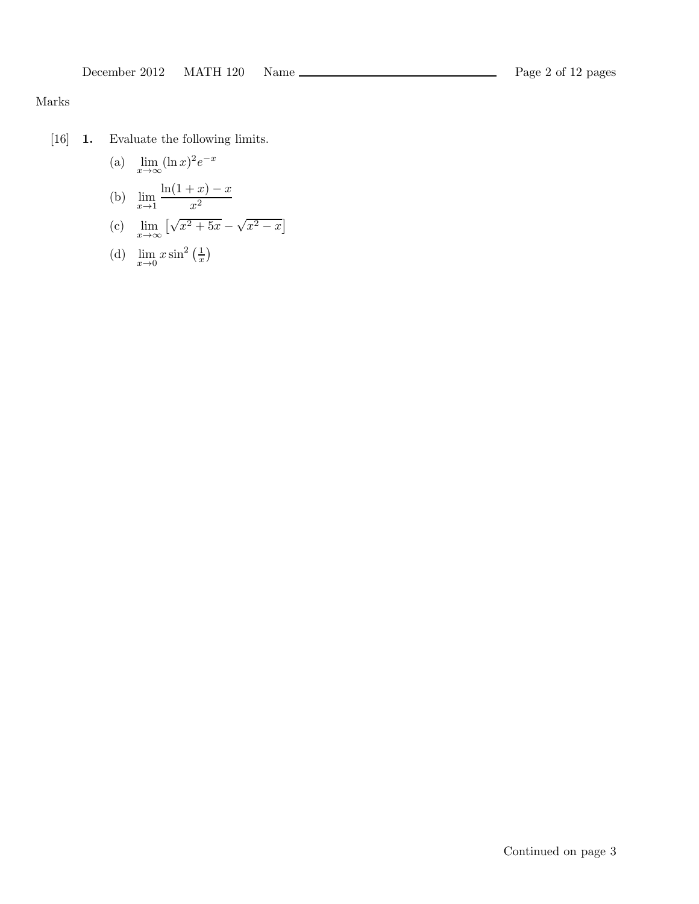Marks

[16] **1.** Evaluate the following limits.

(a) $\lim_{x \to \infty} (\ln x)^2 e^{-x}$

(b) $\lim_{x \to 1} \dfrac{\ln(1+x) - x}{x^2}$

(c) $\lim_{x \to \infty} \left[\sqrt{x^2 + 5x} - \sqrt{x^2 - x}\right]$

(d) $\lim_{x \to 0} x \sin^2\left(\frac{1}{x}\right)$

Continued on page 3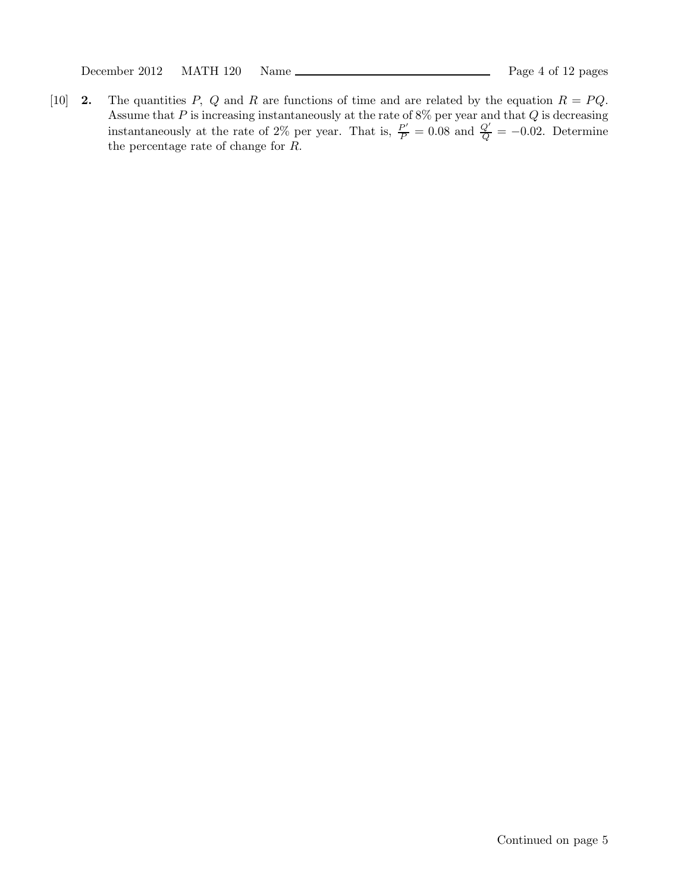[10] **2.** The quantities $P$, $Q$ and $R$ are functions of time and are related by the equation $R = PQ$. Assume that $P$ is increasing instantaneously at the rate of 8% per year and that $Q$ is decreasing instantaneously at the rate of 2% per year. That is, $\frac{P'}{P} = 0.08$ and $\frac{Q'}{Q} = -0.02$. Determine the percentage rate of change for $R$.

Continued on page 5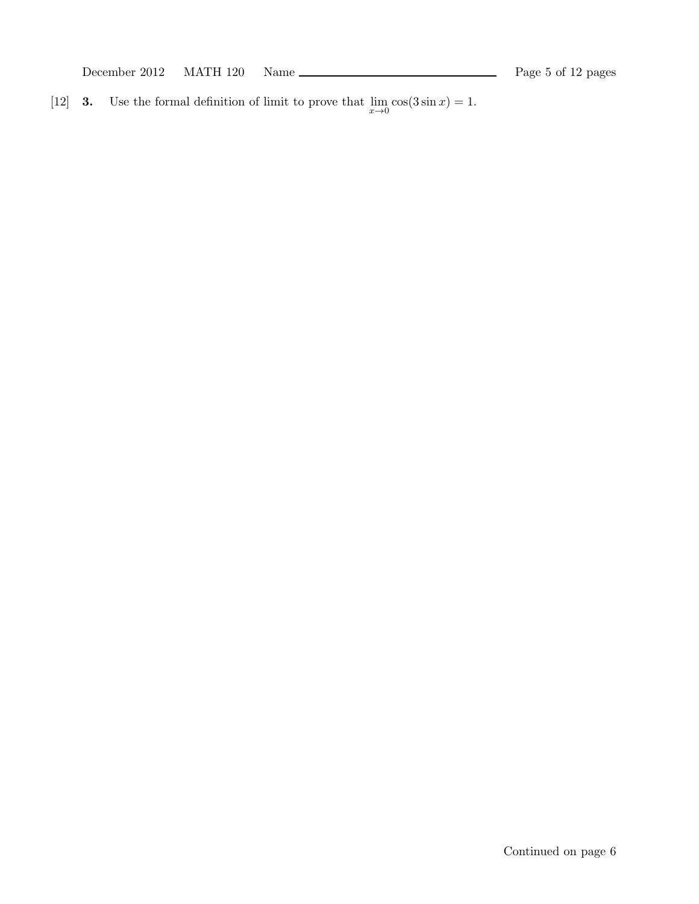[12] **3.** Use the formal definition of limit to prove that $\lim_{x \to 0} \cos(3 \sin x) = 1$.

Continued on page 6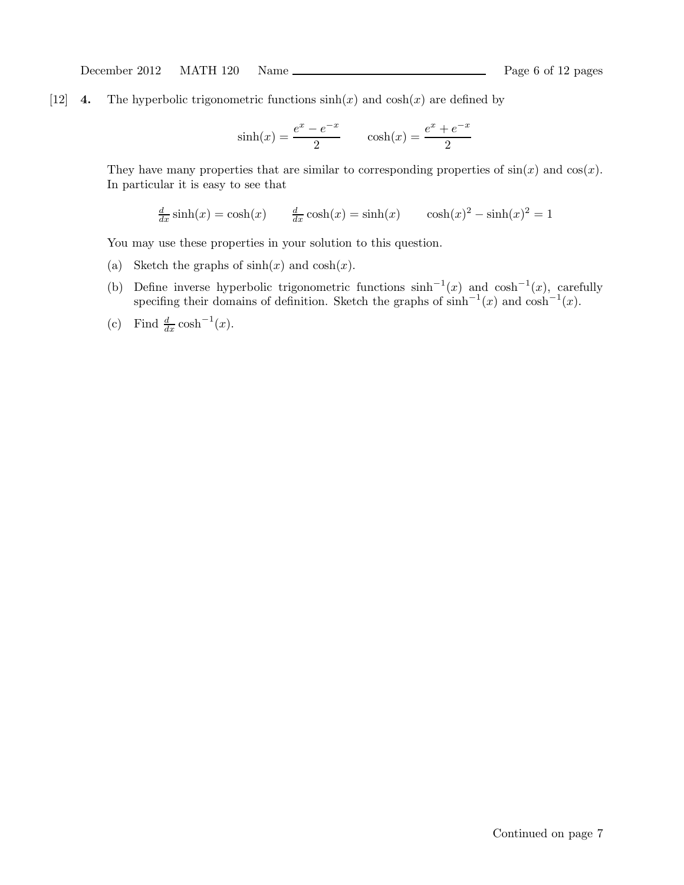[12] **4.** The hyperbolic trigonometric functions $\sinh(x)$ and $\cosh(x)$ are defined by

$$\sinh(x) = \frac{e^x - e^{-x}}{2} \qquad \cosh(x) = \frac{e^x + e^{-x}}{2}$$

They have many properties that are similar to corresponding properties of $\sin(x)$ and $\cos(x)$. In particular it is easy to see that

$$\tfrac{d}{dx}\sinh(x) = \cosh(x) \qquad \tfrac{d}{dx}\cosh(x) = \sinh(x) \qquad \cosh(x)^2 - \sinh(x)^2 = 1$$

You may use these properties in your solution to this question.

(a) Sketch the graphs of $\sinh(x)$ and $\cosh(x)$.

(b) Define inverse hyperbolic trigonometric functions $\sinh^{-1}(x)$ and $\cosh^{-1}(x)$, carefully specifing their domains of definition. Sketch the graphs of $\sinh^{-1}(x)$ and $\cosh^{-1}(x)$.

(c) Find $\frac{d}{dx}\cosh^{-1}(x)$.

Continued on page 7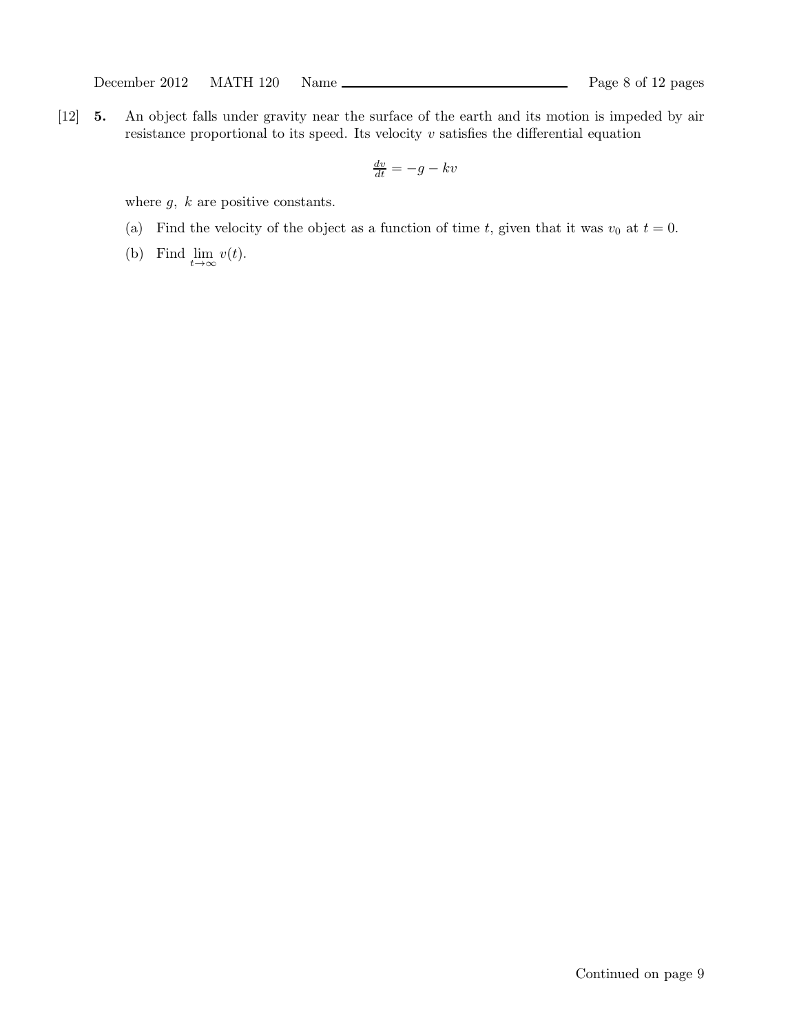[12] **5.** An object falls under gravity near the surface of the earth and its motion is impeded by air resistance proportional to its speed. Its velocity $v$ satisfies the differential equation

$$\frac{dv}{dt} = -g - kv$$

where $g,\ k$ are positive constants.

(a) Find the velocity of the object as a function of time $t$, given that it was $v_0$ at $t = 0$.

(b) Find $\lim_{t \to \infty} v(t)$.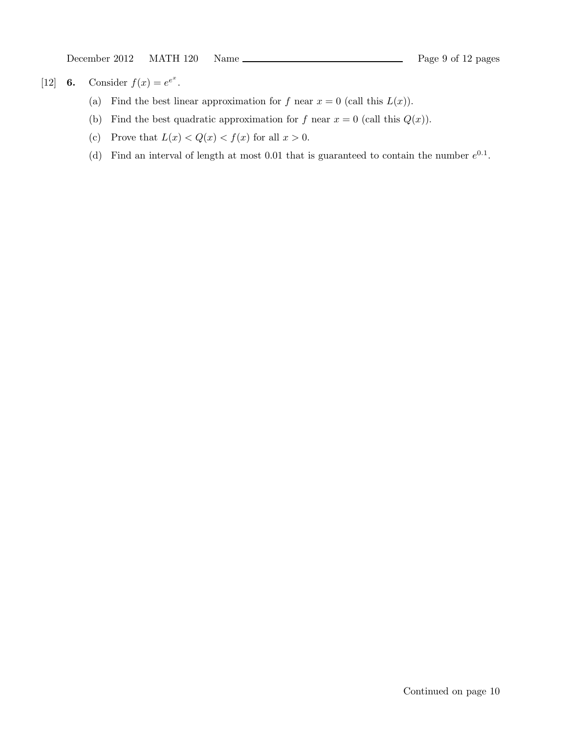[12] **6.** Consider $f(x) = e^{e^x}$.

(a) Find the best linear approximation for $f$ near $x = 0$ (call this $L(x)$).

(b) Find the best quadratic approximation for $f$ near $x = 0$ (call this $Q(x)$).

(c) Prove that $L(x) < Q(x) < f(x)$ for all $x > 0$.

(d) Find an interval of length at most 0.01 that is guaranteed to contain the number $e^{0.1}$.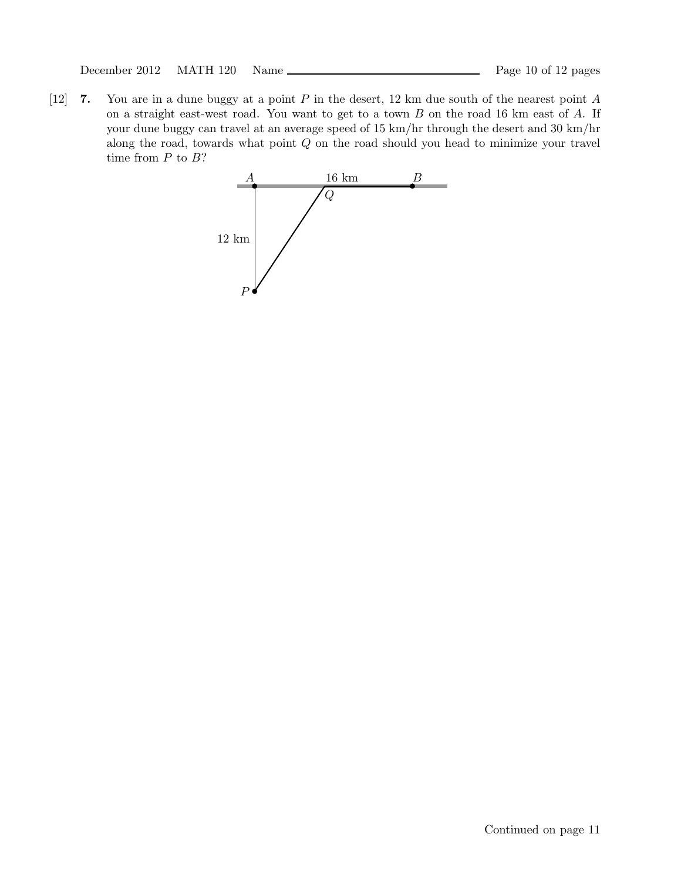[12] **7.** You are in a dune buggy at a point $P$ in the desert, 12 km due south of the nearest point $A$ on a straight east-west road. You want to get to a town $B$ on the road 16 km east of $A$. If your dune buggy can travel at an average speed of 15 km/hr through the desert and 30 km/hr along the road, towards what point $Q$ on the road should you head to minimize your travel time from $P$ to $B$?

Continued on page 11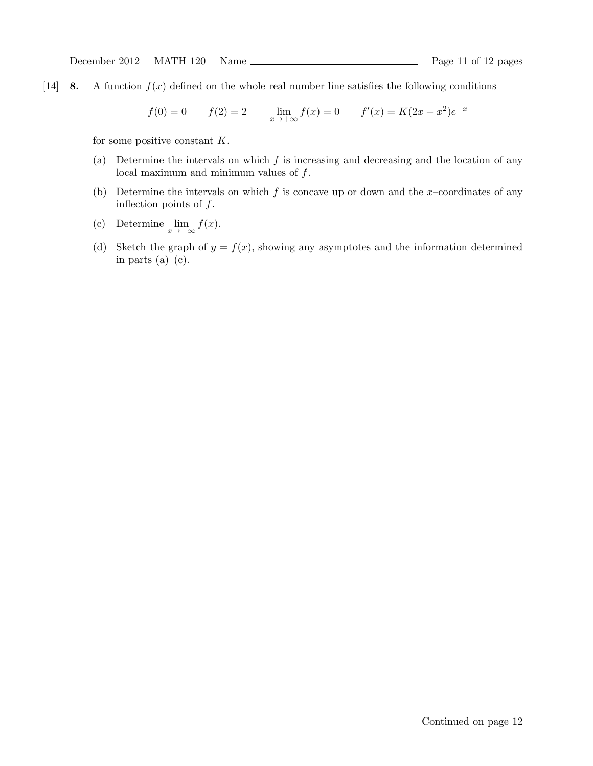[14] **8.** A function $f(x)$ defined on the whole real number line satisfies the following conditions

$$f(0) = 0 \qquad f(2) = 2 \qquad \lim_{x \to +\infty} f(x) = 0 \qquad f'(x) = K(2x - x^2)e^{-x}$$

for some positive constant $K$.

(a) Determine the intervals on which $f$ is increasing and decreasing and the location of any local maximum and minimum values of $f$.

(b) Determine the intervals on which $f$ is concave up or down and the $x$–coordinates of any inflection points of $f$.

(c) Determine $\lim_{x \to -\infty} f(x)$.

(d) Sketch the graph of $y = f(x)$, showing any asymptotes and the information determined in parts (a)–(c).

Continued on page 12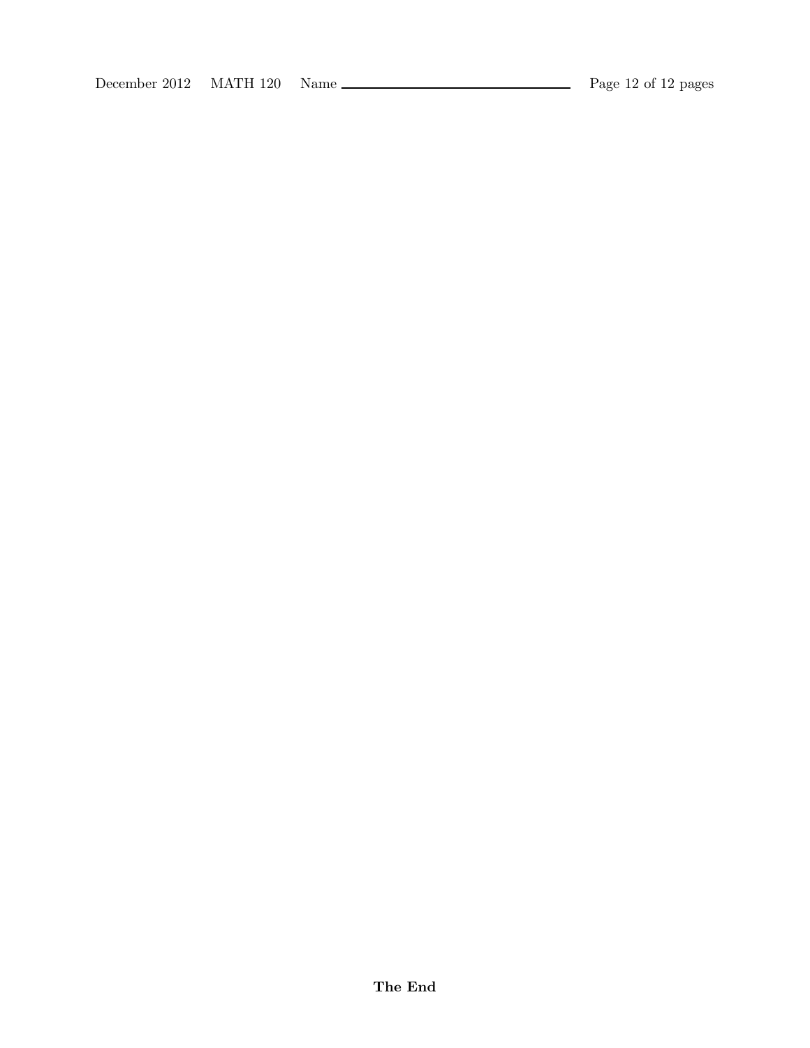**The End**